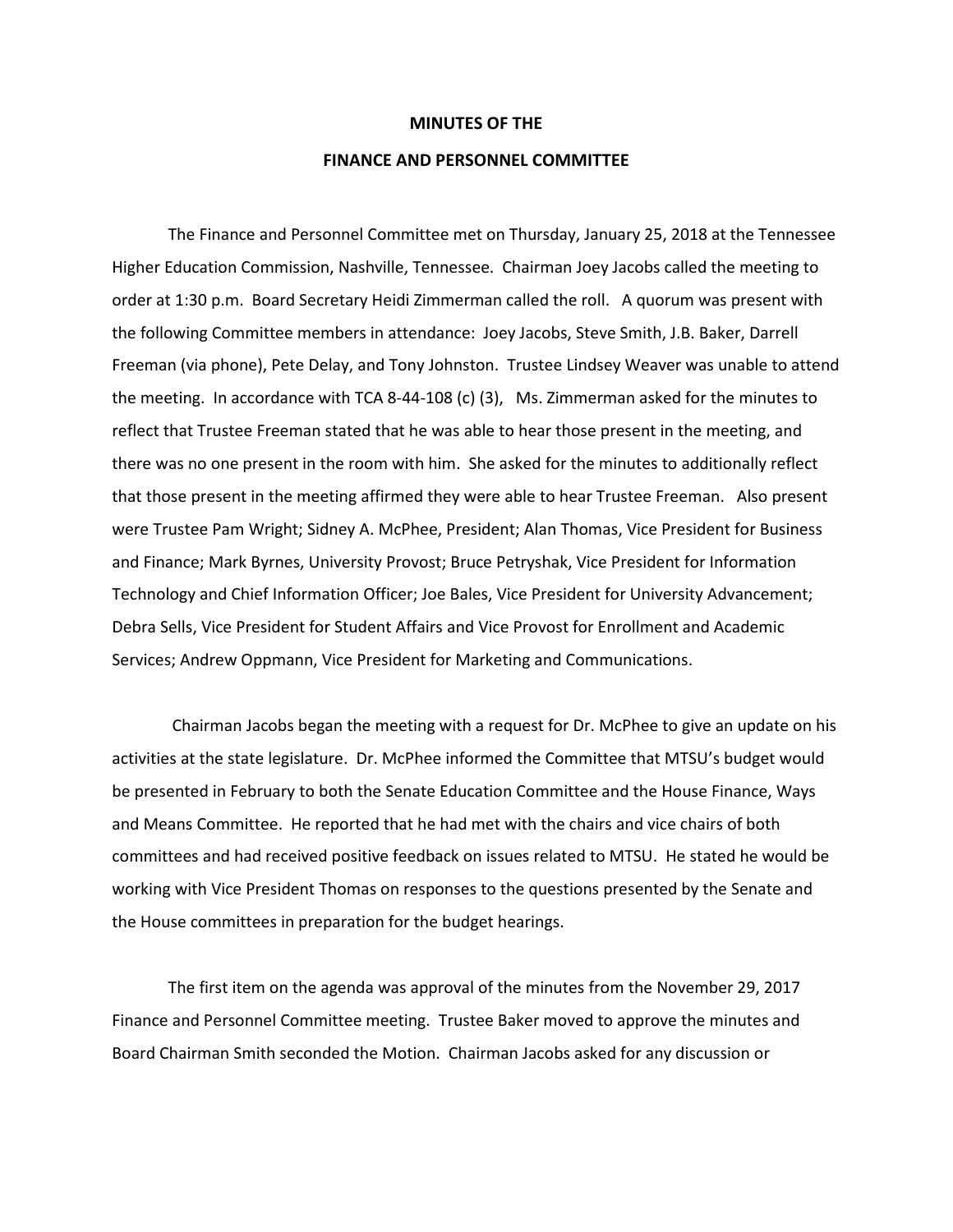# MINUTES OF THE

# FINANCE AND PERSONNEL COMMITTEE

The Finance and Personnel Committee met on Thursday, January 25, 2018 at the Tennessee Higher Education Commission, Nashville, Tennessee. Chairman Joey Jacobs called the meeting to order at 1:30 p.m. Board Secretary Heidi Zimmerman called the roll. A quorum was present with the following Committee members in attendance: Joey Jacobs, Steve Smith, J.B. Baker, Darrell Freeman (via phone), Pete Delay, and Tony Johnston. Trustee Lindsey Weaver was unable to attend the meeting. In accordance with TCA 8-44-108 (c) (3), Ms. Zimmerman asked for the minutes to reflect that Trustee Freeman stated that he was able to hear those present in the meeting, and there was no one present in the room with him. She asked for the minutes to additionally reflect that those present in the meeting affirmed they were able to hear Trustee Freeman. Also present were Trustee Pam Wright; Sidney A. McPhee, President; Alan Thomas, Vice President for Business and Finance; Mark Byrnes, University Provost; Bruce Petryshak, Vice President for Information Technology and Chief Information Officer; Joe Bales, Vice President for University Advancement; Debra Sells, Vice President for Student Affairs and Vice Provost for Enrollment and Academic Services; Andrew Oppmann, Vice President for Marketing and Communications.

Chairman Jacobs began the meeting with a request for Dr. McPhee to give an update on his activities at the state legislature. Dr. McPhee informed the Committee that MTSU's budget would be presented in February to both the Senate Education Committee and the House Finance, Ways and Means Committee. He reported that he had met with the chairs and vice chairs of both committees and had received positive feedback on issues related to MTSU. He stated he would be working with Vice President Thomas on responses to the questions presented by the Senate and the House committees in preparation for the budget hearings.

The first item on the agenda was approval of the minutes from the November 29, 2017 Finance and Personnel Committee meeting. Trustee Baker moved to approve the minutes and Board Chairman Smith seconded the Motion. Chairman Jacobs asked for any discussion or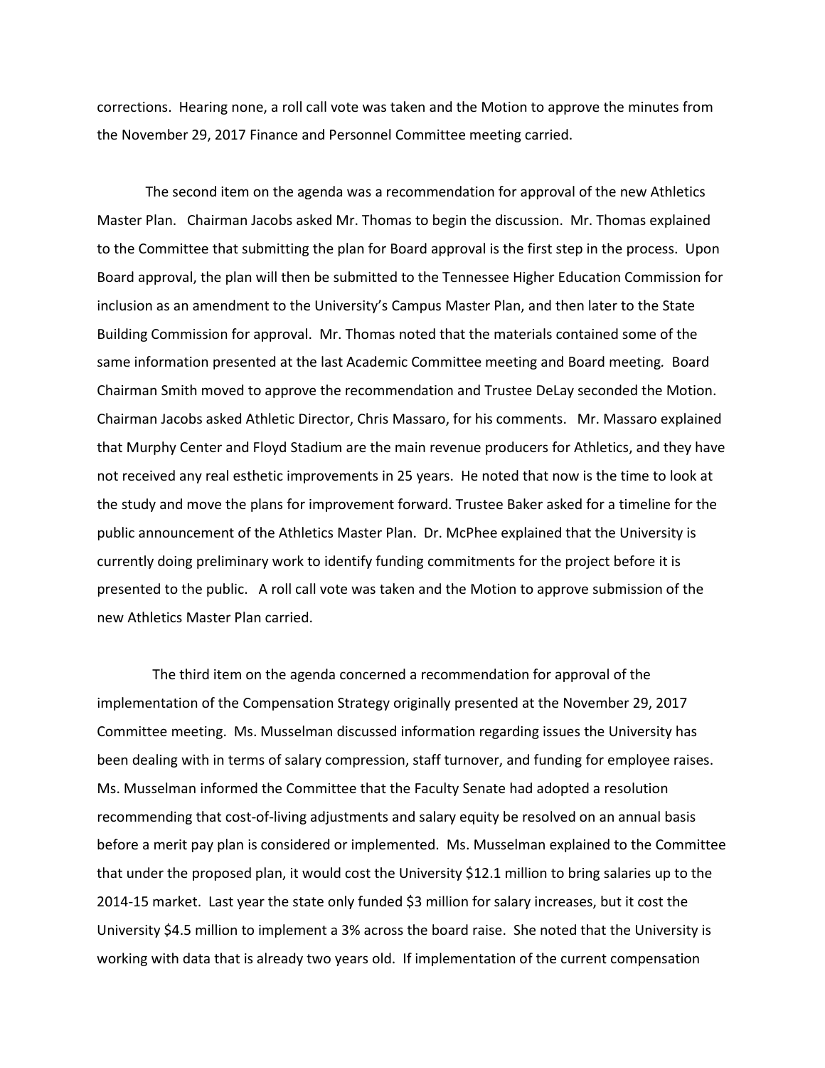corrections. Hearing none, a roll call vote was taken and the Motion to approve the minutes from the November 29, 2017 Finance and Personnel Committee meeting carried.

The second item on the agenda was a recommendation for approval of the new Athletics Master Plan. Chairman Jacobs asked Mr. Thomas to begin the discussion. Mr. Thomas explained to the Committee that submitting the plan for Board approval is the first step in the process. Upon Board approval, the plan will then be submitted to the Tennessee Higher Education Commission for inclusion as an amendment to the University's Campus Master Plan, and then later to the State Building Commission for approval. Mr. Thomas noted that the materials contained some of the same information presented at the last Academic Committee meeting and Board meeting. Board Chairman Smith moved to approve the recommendation and Trustee DeLay seconded the Motion. Chairman Jacobs asked Athletic Director, Chris Massaro, for his comments. Mr. Massaro explained that Murphy Center and Floyd Stadium are the main revenue producers for Athletics, and they have not received any real esthetic improvements in 25 years. He noted that now is the time to look at the study and move the plans for improvement forward. Trustee Baker asked for a timeline for the public announcement of the Athletics Master Plan. Dr. McPhee explained that the University is currently doing preliminary work to identify funding commitments for the project before it is presented to the public. A roll call vote was taken and the Motion to approve submission of the new Athletics Master Plan carried.

The third item on the agenda concerned a recommendation for approval of the implementation of the Compensation Strategy originally presented at the November 29, 2017 Committee meeting. Ms. Musselman discussed information regarding issues the University has been dealing with in terms of salary compression, staff turnover, and funding for employee raises. Ms. Musselman informed the Committee that the Faculty Senate had adopted a resolution recommending that cost-of-living adjustments and salary equity be resolved on an annual basis before a merit pay plan is considered or implemented. Ms. Musselman explained to the Committee that under the proposed plan, it would cost the University $12.1 million to bring salaries up to the 2014-15 market. Last year the state only funded $3 million for salary increases, but it cost the University $4.5 million to implement a 3% across the board raise. She noted that the University is working with data that is already two years old. If implementation of the current compensation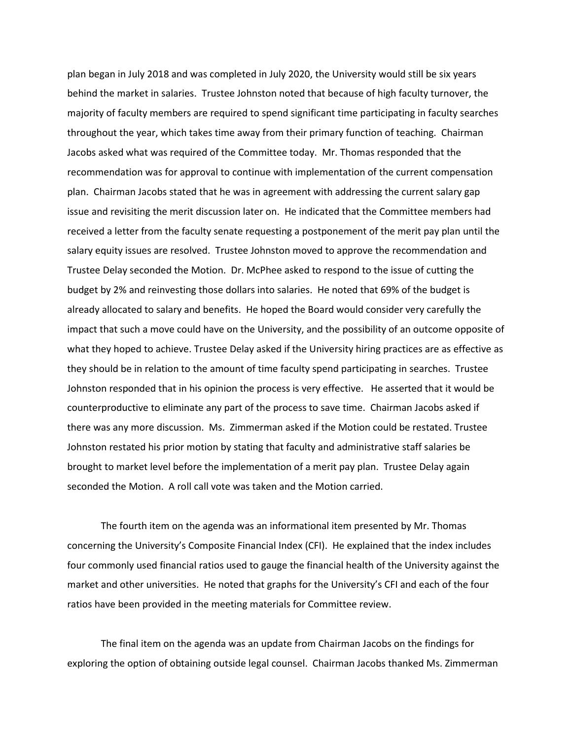plan began in July 2018 and was completed in July 2020, the University would still be six years behind the market in salaries. Trustee Johnston noted that because of high faculty turnover, the majority of faculty members are required to spend significant time participating in faculty searches throughout the year, which takes time away from their primary function of teaching. Chairman Jacobs asked what was required of the Committee today. Mr. Thomas responded that the recommendation was for approval to continue with implementation of the current compensation plan. Chairman Jacobs stated that he was in agreement with addressing the current salary gap issue and revisiting the merit discussion later on. He indicated that the Committee members had received a letter from the faculty senate requesting a postponement of the merit pay plan until the salary equity issues are resolved. Trustee Johnston moved to approve the recommendation and Trustee Delay seconded the Motion. Dr. McPhee asked to respond to the issue of cutting the budget by 2% and reinvesting those dollars into salaries. He noted that 69% of the budget is already allocated to salary and benefits. He hoped the Board would consider very carefully the impact that such a move could have on the University, and the possibility of an outcome opposite of what they hoped to achieve. Trustee Delay asked if the University hiring practices are as effective as they should be in relation to the amount of time faculty spend participating in searches. Trustee Johnston responded that in his opinion the process is very effective. He asserted that it would be counterproductive to eliminate any part of the process to save time. Chairman Jacobs asked if there was any more discussion. Ms. Zimmerman asked if the Motion could be restated. Trustee Johnston restated his prior motion by stating that faculty and administrative staff salaries be brought to market level before the implementation of a merit pay plan. Trustee Delay again seconded the Motion. A roll call vote was taken and the Motion carried.

The fourth item on the agenda was an informational item presented by Mr. Thomas concerning the University's Composite Financial Index (CFI). He explained that the index includes four commonly used financial ratios used to gauge the financial health of the University against the market and other universities. He noted that graphs for the University's CFI and each of the four ratios have been provided in the meeting materials for Committee review.

The final item on the agenda was an update from Chairman Jacobs on the findings for exploring the option of obtaining outside legal counsel. Chairman Jacobs thanked Ms. Zimmerman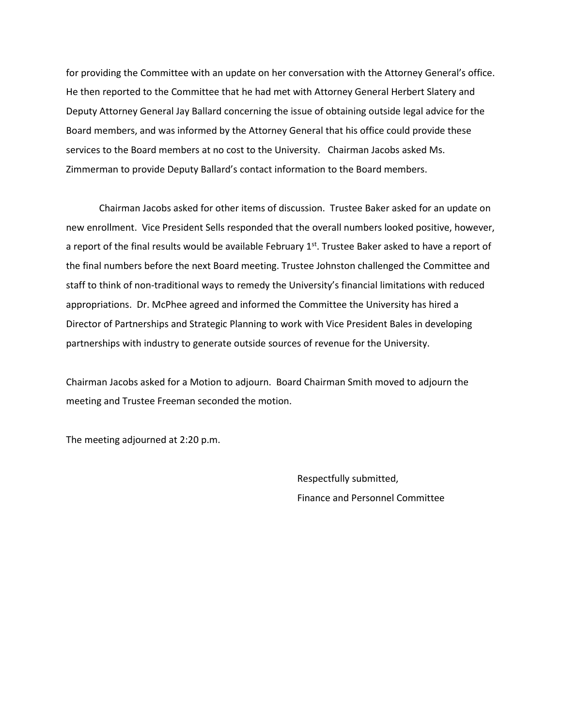for providing the Committee with an update on her conversation with the Attorney General's office. He then reported to the Committee that he had met with Attorney General Herbert Slatery and Deputy Attorney General Jay Ballard concerning the issue of obtaining outside legal advice for the Board members, and was informed by the Attorney General that his office could provide these services to the Board members at no cost to the University. Chairman Jacobs asked Ms. Zimmerman to provide Deputy Ballard's contact information to the Board members.

Chairman Jacobs asked for other items of discussion. Trustee Baker asked for an update on new enrollment. Vice President Sells responded that the overall numbers looked positive, however, a report of the final results would be available February 1st. Trustee Baker asked to have a report of the final numbers before the next Board meeting. Trustee Johnston challenged the Committee and staff to think of non-traditional ways to remedy the University's financial limitations with reduced appropriations. Dr. McPhee agreed and informed the Committee the University has hired a Director of Partnerships and Strategic Planning to work with Vice President Bales in developing partnerships with industry to generate outside sources of revenue for the University.

Chairman Jacobs asked for a Motion to adjourn. Board Chairman Smith moved to adjourn the meeting and Trustee Freeman seconded the motion.

The meeting adjourned at 2:20 p.m.

Respectfully submitted,
Finance and Personnel Committee